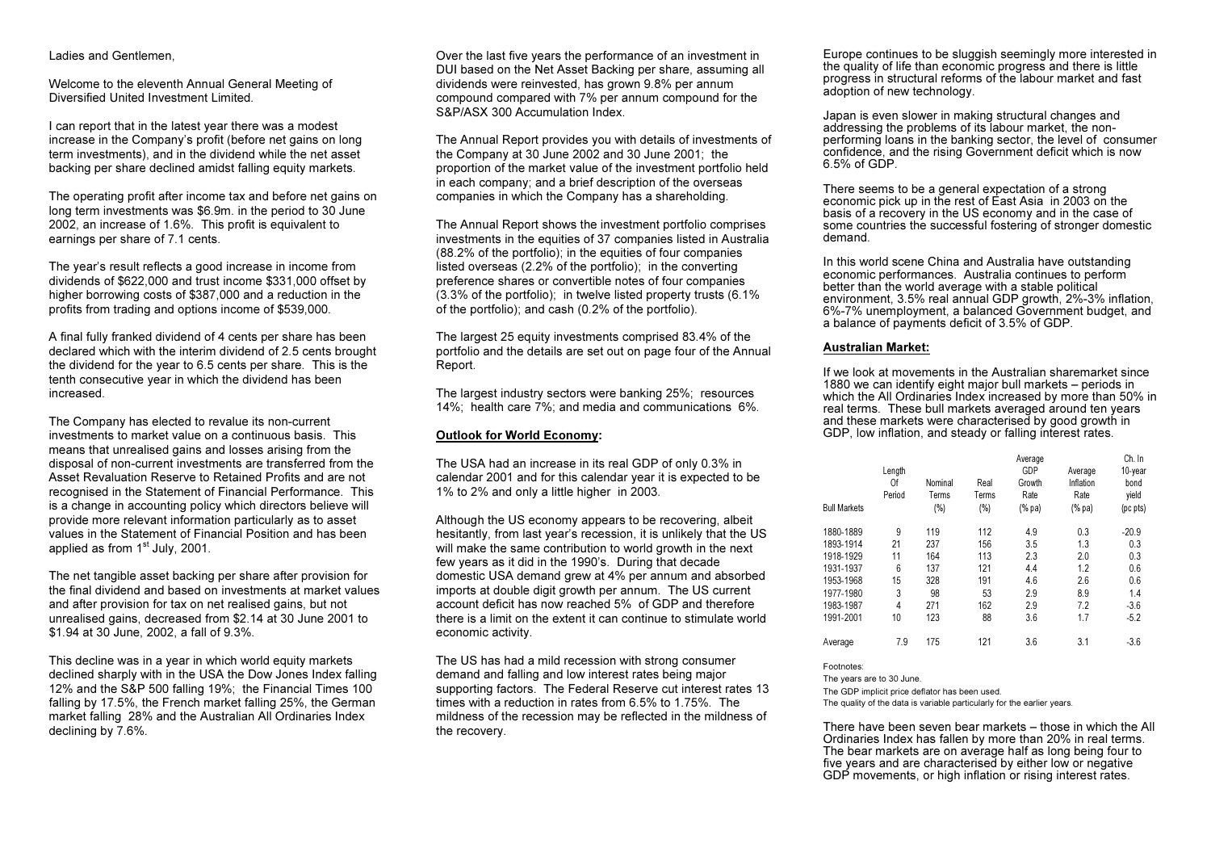Ladies and Gentlemen,

Welcome to the eleventh Annual General Meeting of Diversified United Investment Limited.

I can report that in the latest year there was a modest increase in the Company's profit (before net gains on long term investments), and in the dividend while the net asset backing per share declined amidst falling equity markets.

The operating profit after income tax and before net gains on long term investments was $6.9m. in the period to 30 June 2002, an increase of 1.6%. This profit is equivalent to earnings per share of 7.1 cents.

The year's result reflects a good increase in income from dividends of $622,000 and trust income $331,000 offset by higher borrowing costs of $387,000 and a reduction in the profits from trading and options income of $539,000.

A final fully franked dividend of 4 cents per share has been declared which with the interim dividend of 2.5 cents brought the dividend for the year to 6.5 cents per share. This is the tenth consecutive year in which the dividend has been increased.

The Company has elected to revalue its non-current investments to market value on a continuous basis. This means that unrealised gains and losses arising from the disposal of non-current investments are transferred from the Asset Revaluation Reserve to Retained Profits and are not recognised in the Statement of Financial Performance. This is a change in accounting policy which directors believe will provide more relevant information particularly as to asset values in the Statement of Financial Position and has been applied as from 1st July, 2001.

The net tangible asset backing per share after provision for the final dividend and based on investments at market values and after provision for tax on net realised gains, but not unrealised gains, decreased from $2.14 at 30 June 2001 to $1.94 at 30 June, 2002, a fall of 9.3%.

This decline was in a year in which world equity markets declined sharply with in the USA the Dow Jones Index falling 12% and the S&P 500 falling 19%; the Financial Times 100 falling by 17.5%, the French market falling 25%, the German market falling 28% and the Australian All Ordinaries Index declining by 7.6%.

Over the last five years the performance of an investment in DUI based on the Net Asset Backing per share, assuming all dividends were reinvested, has grown 9.8% per annum compound compared with 7% per annum compound for the S&P/ASX 300 Accumulation Index.

The Annual Report provides you with details of investments of the Company at 30 June 2002 and 30 June 2001; the proportion of the market value of the investment portfolio held in each company; and a brief description of the overseas companies in which the Company has a shareholding.

The Annual Report shows the investment portfolio comprises investments in the equities of 37 companies listed in Australia (88.2% of the portfolio); in the equities of four companies listed overseas (2.2% of the portfolio); in the converting preference shares or convertible notes of four companies (3.3% of the portfolio); in twelve listed property trusts (6.1% of the portfolio); and cash (0.2% of the portfolio).

The largest 25 equity investments comprised 83.4% of the portfolio and the details are set out on page four of the Annual Report.

The largest industry sectors were banking 25%; resources 14%; health care 7%; and media and communications 6%.

## Outlook for World Economy:

The USA had an increase in its real GDP of only 0.3% in calendar 2001 and for this calendar year it is expected to be 1% to 2% and only a little higher in 2003.

Although the US economy appears to be recovering, albeit hesitantly, from last year's recession, it is unlikely that the US will make the same contribution to world growth in the next few years as it did in the 1990's. During that decade domestic USA demand grew at 4% per annum and absorbed imports at double digit growth per annum. The US current account deficit has now reached 5% of GDP and therefore there is a limit on the extent it can continue to stimulate world economic activity.

The US has had a mild recession with strong consumer demand and falling and low interest rates being major supporting factors. The Federal Reserve cut interest rates 13 times with a reduction in rates from 6.5% to 1.75%. The mildness of the recession may be reflected in the mildness of the recovery.

Europe continues to be sluggish seemingly more interested in the quality of life than economic progress and there is little progress in structural reforms of the labour market and fast adoption of new technology.

Japan is even slower in making structural changes and addressing the problems of its labour market, the non-performing loans in the banking sector, the level of consumer confidence, and the rising Government deficit which is now 6.5% of GDP.

There seems to be a general expectation of a strong economic pick up in the rest of East Asia in 2003 on the basis of a recovery in the US economy and in the case of some countries the successful fostering of stronger domestic demand.

In this world scene China and Australia have outstanding economic performances. Australia continues to perform better than the world average with a stable political environment, 3.5% real annual GDP growth, 2%-3% inflation, 6%-7% unemployment, a balanced Government budget, and a balance of payments deficit of 3.5% of GDP.

## Australian Market:

If we look at movements in the Australian sharemarket since 1880 we can identify eight major bull markets – periods in which the All Ordinaries Index increased by more than 50% in real terms. These bull markets averaged around ten years and these markets were characterised by good growth in GDP, low inflation, and steady or falling interest rates.

| Bull Markets | Length Of Period | Nominal Terms (%) | Real Terms (%) | Average GDP Growth Rate (% pa) | Average Inflation Rate (% pa) | Ch. In 10-year bond yield (pc pts) |
|---|---|---|---|---|---|---|
| 1880-1889 | 9 | 119 | 112 | 4.9 | 0.3 | -20.9 |
| 1893-1914 | 21 | 237 | 156 | 3.5 | 1.3 | 0.3 |
| 1918-1929 | 11 | 164 | 113 | 2.3 | 2.0 | 0.3 |
| 1931-1937 | 6 | 137 | 121 | 4.4 | 1.2 | 0.6 |
| 1953-1968 | 15 | 328 | 191 | 4.6 | 2.6 | 0.6 |
| 1977-1980 | 3 | 98 | 53 | 2.9 | 8.9 | 1.4 |
| 1983-1987 | 4 | 271 | 162 | 2.9 | 7.2 | -3.6 |
| 1991-2001 | 10 | 123 | 88 | 3.6 | 1.7 | -5.2 |
| Average | 7.9 | 175 | 121 | 3.6 | 3.1 | -3.6 |

Footnotes:
The years are to 30 June.
The GDP implicit price deflator has been used.
The quality of the data is variable particularly for the earlier years.

There have been seven bear markets – those in which the All Ordinaries Index has fallen by more than 20% in real terms. The bear markets are on average half as long being four to five years and are characterised by either low or negative GDP movements, or high inflation or rising interest rates.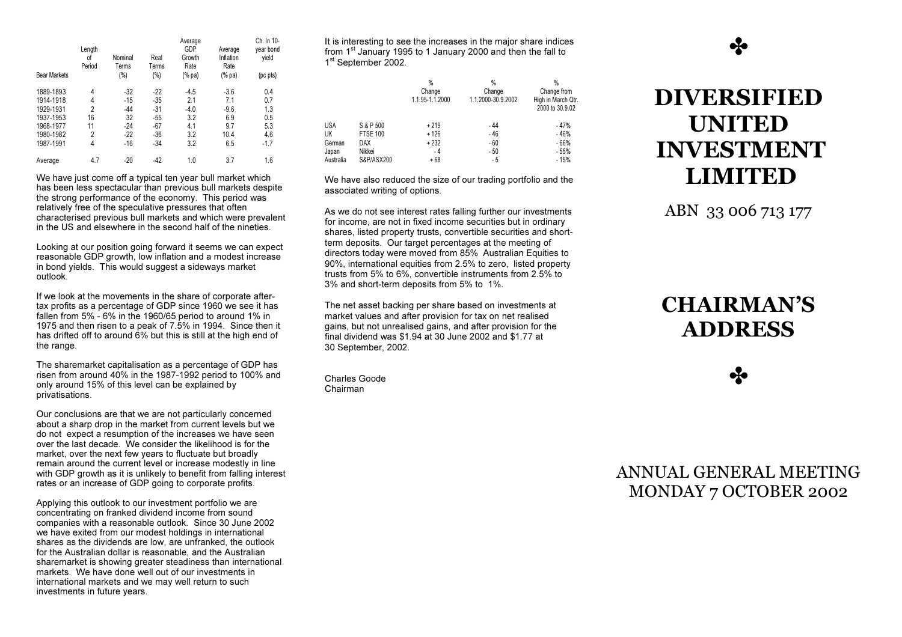| Bear Markets | Length of Period | Nominal Terms (%) | Real Terms (%) | Average GDP Growth Rate (% pa) | Average Inflation Rate (% pa) | Ch. In 10-year bond yield (pc pts) |
|---|---|---|---|---|---|---|
| 1889-1893 | 4 | -32 | -22 | -4.5 | -3.6 | 0.4 |
| 1914-1918 | 4 | -15 | -35 | 2.1 | 7.1 | 0.7 |
| 1929-1931 | 2 | -44 | -31 | -4.0 | -9.6 | 1.3 |
| 1937-1953 | 16 | 32 | -55 | 3.2 | 6.9 | 0.5 |
| 1968-1977 | 11 | -24 | -67 | 4.1 | 9.7 | 5.3 |
| 1980-1982 | 2 | -22 | -36 | 3.2 | 10.4 | 4.6 |
| 1987-1991 | 4 | -16 | -34 | 3.2 | 6.5 | -1.7 |
| Average | 4.7 | -20 | -42 | 1.0 | 3.7 | 1.6 |

We have just come off a typical ten year bull market which has been less spectacular than previous bull markets despite the strong performance of the economy. This period was relatively free of the speculative pressures that often characterised previous bull markets and which were prevalent in the US and elsewhere in the second half of the nineties.

Looking at our position going forward it seems we can expect reasonable GDP growth, low inflation and a modest increase in bond yields. This would suggest a sideways market outlook.

If we look at the movements in the share of corporate after-tax profits as a percentage of GDP since 1960 we see it has fallen from 5% - 6% in the 1960/65 period to around 1% in 1975 and then risen to a peak of 7.5% in 1994. Since then it has drifted off to around 6% but this is still at the high end of the range.

The sharemarket capitalisation as a percentage of GDP has risen from around 40% in the 1987-1992 period to 100% and only around 15% of this level can be explained by privatisations.

Our conclusions are that we are not particularly concerned about a sharp drop in the market from current levels but we do not expect a resumption of the increases we have seen over the last decade. We consider the likelihood is for the market, over the next few years to fluctuate but broadly remain around the current level or increase modestly in line with GDP growth as it is unlikely to benefit from falling interest rates or an increase of GDP going to corporate profits.

Applying this outlook to our investment portfolio we are concentrating on franked dividend income from sound companies with a reasonable outlook. Since 30 June 2002 we have exited from our modest holdings in international shares as the dividends are low, are unfranked, the outlook for the Australian dollar is reasonable, and the Australian sharemarket is showing greater steadiness than international markets. We have done well out of our investments in international markets and we may well return to such investments in future years.

It is interesting to see the increases in the major share indices from 1st January 1995 to 1 January 2000 and then the fall to 1st September 2002.

| | | % Change 1.1.95-1.1.2000 | % Change 1.1.2000-30.9.2002 | % Change from High in March Qtr. 2000 to 30.9.02 |
|---|---|---|---|---|
| USA | S & P 500 | + 219 | - 44 | - 47% |
| UK | FTSE 100 | + 126 | - 46 | - 46% |
| German | DAX | + 232 | - 60 | - 66% |
| Japan | Nikkei | - 4 | - 50 | - 55% |
| Australia | S&P/ASX200 | + 68 | - 5 | - 15% |

We have also reduced the size of our trading portfolio and the associated writing of options.

As we do not see interest rates falling further our investments for income, are not in fixed income securities but in ordinary shares, listed property trusts, convertible securities and short-term deposits. Our target percentages at the meeting of directors today were moved from 85% Australian Equities to 90%, international equities from 2.5% to zero, listed property trusts from 5% to 6%, convertible instruments from 2.5% to 3% and short-term deposits from 5% to 1%.

The net asset backing per share based on investments at market values and after provision for tax on net realised gains, but not unrealised gains, and after provision for the final dividend was $1.94 at 30 June 2002 and $1.77 at 30 September, 2002.

Charles Goode
Chairman

✤

# DIVERSIFIED UNITED INVESTMENT LIMITED

ABN 33 006 713 177

# CHAIRMAN'S ADDRESS

✤

ANNUAL GENERAL MEETING
MONDAY 7 OCTOBER 2002